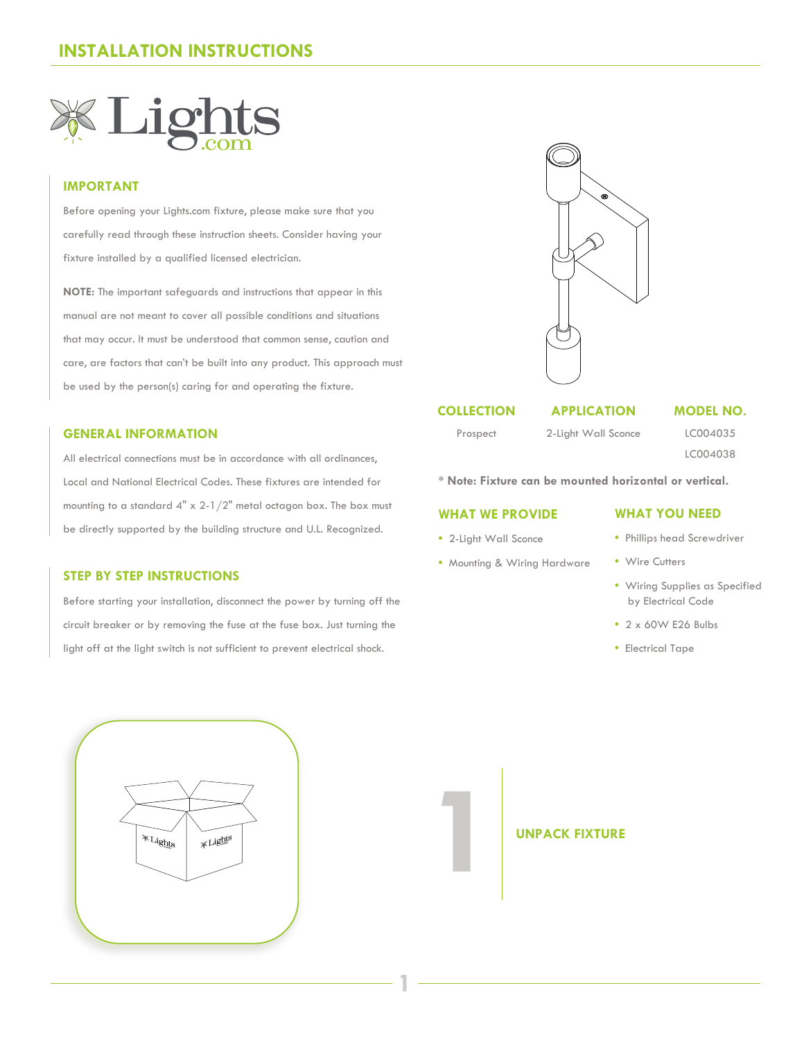# INSTALLATION INSTRUCTIONS

## IMPORTANT

Before opening your Lights.com fixture, please make sure that you carefully read through these instruction sheets. Consider having your fixture installed by a qualified licensed electrician.

**NOTE:** The important safeguards and instructions that appear in this manual are not meant to cover all possible conditions and situations that may occur. It must be understood that common sense, caution and care, are factors that can't be built into any product. This approach must be used by the person(s) caring for and operating the fixture.

## GENERAL INFORMATION

All electrical connections must be in accordance with all ordinances, Local and National Electrical Codes. These fixtures are intended for mounting to a standard 4" x 2-1/2" metal octagon box. The box must be directly supported by the building structure and U.L. Recognized.

## STEP BY STEP INSTRUCTIONS

Before starting your installation, disconnect the power by turning off the circuit breaker or by removing the fuse at the fuse box. Just turning the light off at the light switch is not sufficient to prevent electrical shock.

| COLLECTION | APPLICATION | MODEL NO. |
| --- | --- | --- |
| Prospect | 2-Light Wall Sconce | LC004035 |
| | | LC004038 |

\* **Note: Fixture can be mounted horizontal or vertical.**

## WHAT WE PROVIDE

- 2-Light Wall Sconce
- Mounting & Wiring Hardware

## WHAT YOU NEED

- Phillips head Screwdriver
- Wire Cutters
- Wiring Supplies as Specified by Electrical Code
- 2 x 60W E26 Bulbs
- Electrical Tape

## 1 UNPACK FIXTURE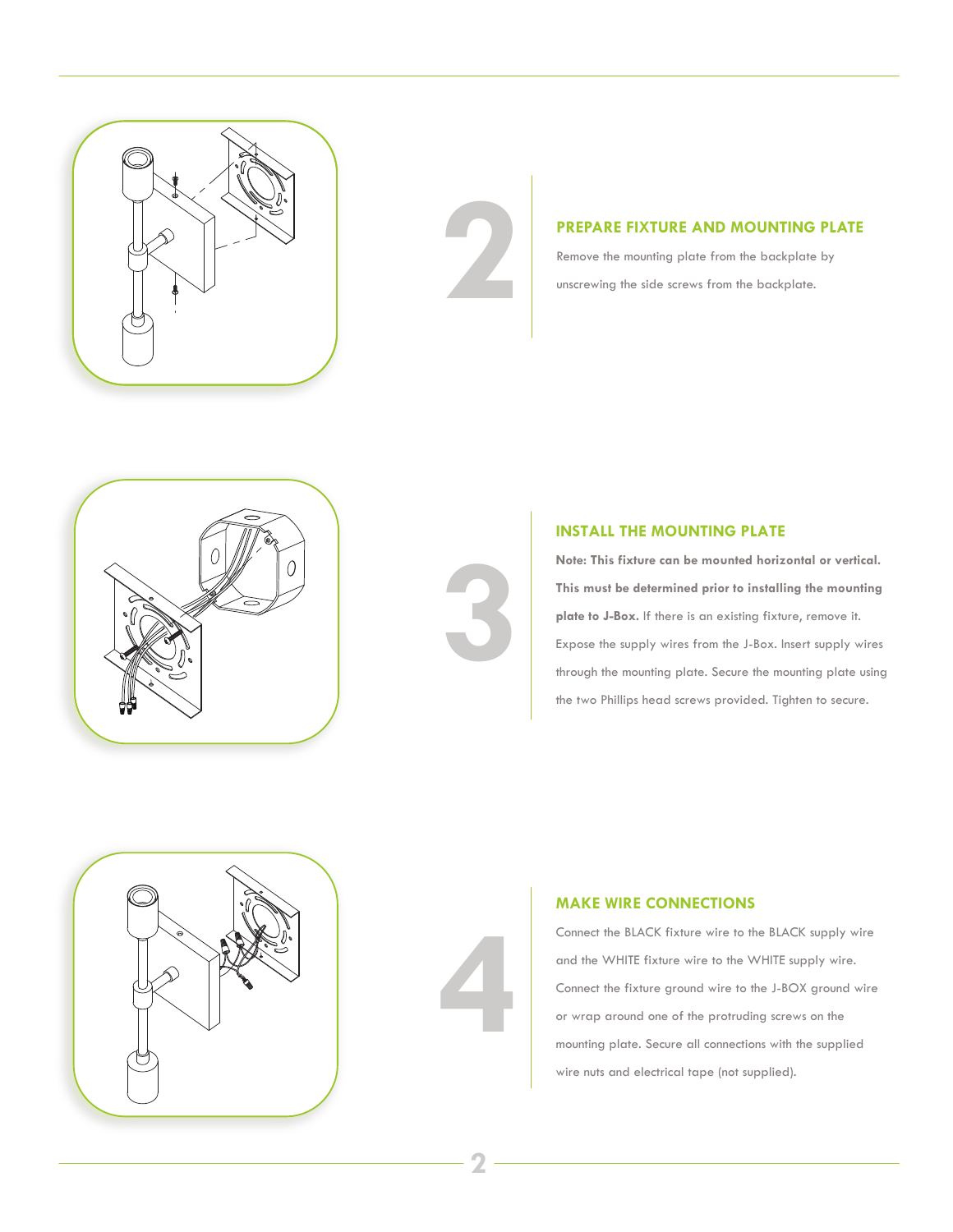## 2 PREPARE FIXTURE AND MOUNTING PLATE

Remove the mounting plate from the backplate by unscrewing the side screws from the backplate.

## 3 INSTALL THE MOUNTING PLATE

**Note: This fixture can be mounted horizontal or vertical. This must be determined prior to installing the mounting plate to J-Box.** If there is an existing fixture, remove it. Expose the supply wires from the J-Box. Insert supply wires through the mounting plate. Secure the mounting plate using the two Phillips head screws provided. Tighten to secure.

## 4 MAKE WIRE CONNECTIONS

Connect the BLACK fixture wire to the BLACK supply wire and the WHITE fixture wire to the WHITE supply wire. Connect the fixture ground wire to the J-BOX ground wire or wrap around one of the protruding screws on the mounting plate. Secure all connections with the supplied wire nuts and electrical tape (not supplied).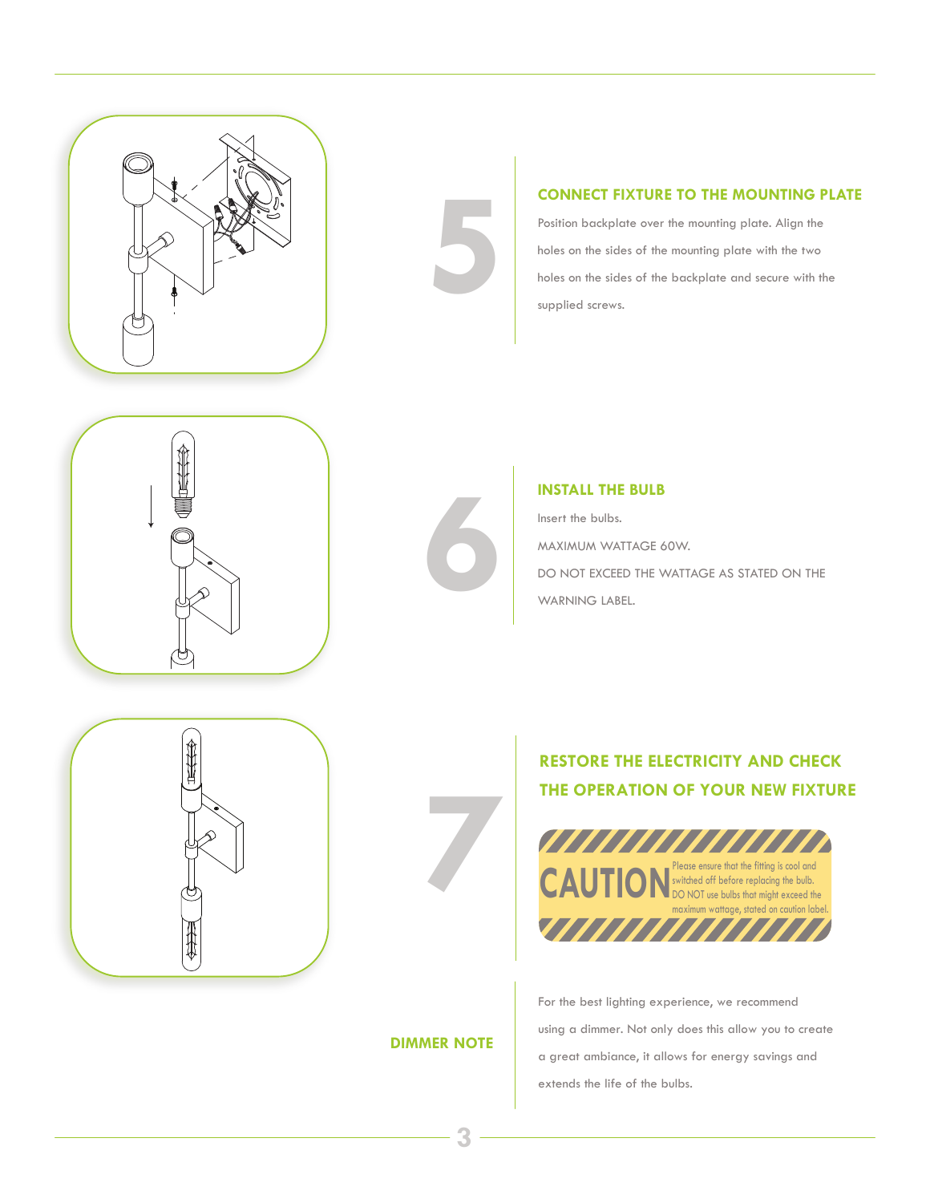5

## CONNECT FIXTURE TO THE MOUNTING PLATE

Position backplate over the mounting plate. Align the holes on the sides of the mounting plate with the two holes on the sides of the backplate and secure with the supplied screws.

6

## INSTALL THE BULB

Insert the bulbs.

MAXIMUM WATTAGE 60W.

DO NOT EXCEED THE WATTAGE AS STATED ON THE WARNING LABEL.

7

## RESTORE THE ELECTRICITY AND CHECK THE OPERATION OF YOUR NEW FIXTURE

**CAUTION** Please ensure that the fitting is cool and switched off before replacing the bulb. DO NOT use bulbs that might exceed the maximum wattage, stated on caution label.

## DIMMER NOTE

For the best lighting experience, we recommend using a dimmer. Not only does this allow you to create a great ambiance, it allows for energy savings and extends the life of the bulbs.